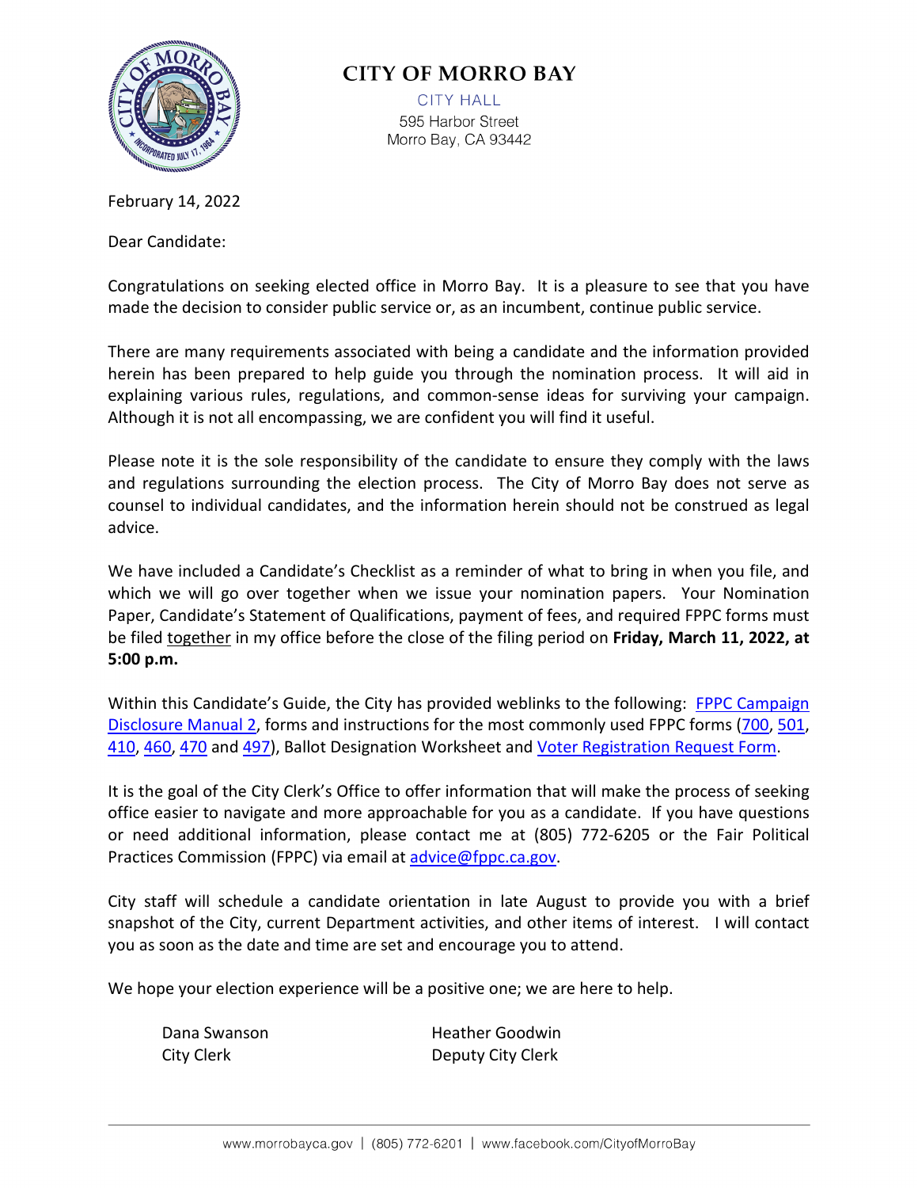# CITY OF MORRO BAY

CITY HALL
595 Harbor Street
Morro Bay, CA 93442

February 14, 2022

Dear Candidate:

Congratulations on seeking elected office in Morro Bay. It is a pleasure to see that you have made the decision to consider public service or, as an incumbent, continue public service.

There are many requirements associated with being a candidate and the information provided herein has been prepared to help guide you through the nomination process. It will aid in explaining various rules, regulations, and common-sense ideas for surviving your campaign. Although it is not all encompassing, we are confident you will find it useful.

Please note it is the sole responsibility of the candidate to ensure they comply with the laws and regulations surrounding the election process. The City of Morro Bay does not serve as counsel to individual candidates, and the information herein should not be construed as legal advice.

We have included a Candidate's Checklist as a reminder of what to bring in when you file, and which we will go over together when we issue your nomination papers. Your Nomination Paper, Candidate's Statement of Qualifications, payment of fees, and required FPPC forms must be filed together in my office before the close of the filing period on **Friday, March 11, 2022, at 5:00 p.m.**

Within this Candidate's Guide, the City has provided weblinks to the following: FPPC Campaign Disclosure Manual 2, forms and instructions for the most commonly used FPPC forms (700, 501, 410, 460, 470 and 497), Ballot Designation Worksheet and Voter Registration Request Form.

It is the goal of the City Clerk's Office to offer information that will make the process of seeking office easier to navigate and more approachable for you as a candidate. If you have questions or need additional information, please contact me at (805) 772-6205 or the Fair Political Practices Commission (FPPC) via email at advice@fppc.ca.gov.

City staff will schedule a candidate orientation in late August to provide you with a brief snapshot of the City, current Department activities, and other items of interest. I will contact you as soon as the date and time are set and encourage you to attend.

We hope your election experience will be a positive one; we are here to help.

Dana Swanson
City Clerk

Heather Goodwin
Deputy City Clerk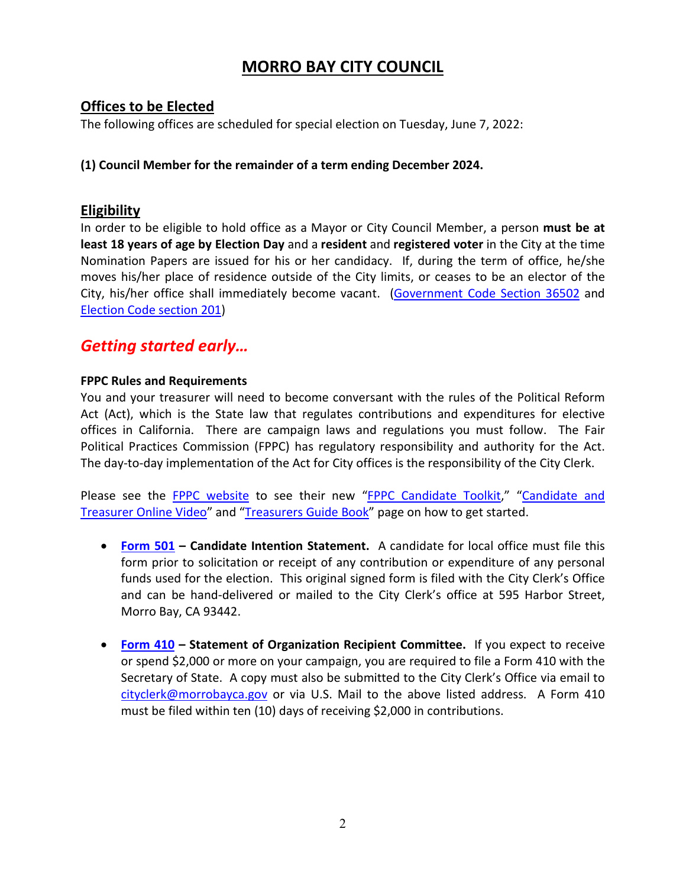# MORRO BAY CITY COUNCIL

## Offices to be Elected

The following offices are scheduled for special election on Tuesday, June 7, 2022:

**(1) Council Member for the remainder of a term ending December 2024.**

## Eligibility

In order to be eligible to hold office as a Mayor or City Council Member, a person **must be at least 18 years of age by Election Day** and a **resident** and **registered voter** in the City at the time Nomination Papers are issued for his or her candidacy. If, during the term of office, he/she moves his/her place of residence outside of the City limits, or ceases to be an elector of the City, his/her office shall immediately become vacant. (Government Code Section 36502 and Election Code section 201)

## *Getting started early…*

**FPPC Rules and Requirements**

You and your treasurer will need to become conversant with the rules of the Political Reform Act (Act), which is the State law that regulates contributions and expenditures for elective offices in California. There are campaign laws and regulations you must follow. The Fair Political Practices Commission (FPPC) has regulatory responsibility and authority for the Act. The day-to-day implementation of the Act for City offices is the responsibility of the City Clerk.

Please see the FPPC website to see their new "FPPC Candidate Toolkit," "Candidate and Treasurer Online Video" and "Treasurers Guide Book" page on how to get started.

- **Form 501 – Candidate Intention Statement.** A candidate for local office must file this form prior to solicitation or receipt of any contribution or expenditure of any personal funds used for the election. This original signed form is filed with the City Clerk's Office and can be hand-delivered or mailed to the City Clerk's office at 595 Harbor Street, Morro Bay, CA 93442.

- **Form 410 – Statement of Organization Recipient Committee.** If you expect to receive or spend $2,000 or more on your campaign, you are required to file a Form 410 with the Secretary of State. A copy must also be submitted to the City Clerk's Office via email to cityclerk@morrobayca.gov or via U.S. Mail to the above listed address. A Form 410 must be filed within ten (10) days of receiving $2,000 in contributions.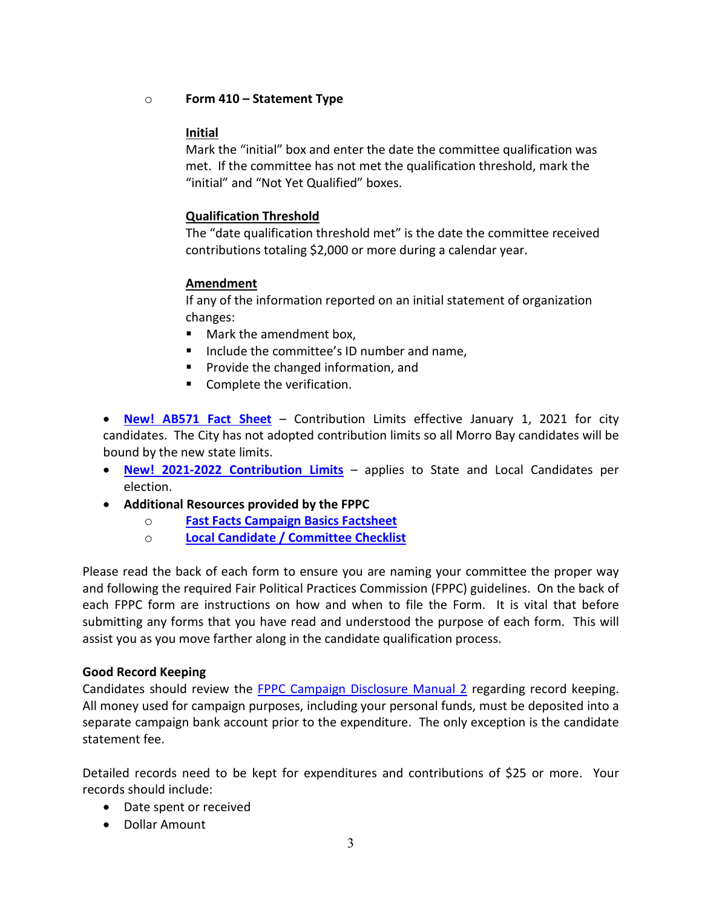- **Form 410 – Statement Type**

  **<u>Initial</u>**
  Mark the "initial" box and enter the date the committee qualification was met. If the committee has not met the qualification threshold, mark the "initial" and "Not Yet Qualified" boxes.

  **<u>Qualification Threshold</u>**
  The "date qualification threshold met" is the date the committee received contributions totaling $2,000 or more during a calendar year.

  **<u>Amendment</u>**
  If any of the information reported on an initial statement of organization changes:
  - Mark the amendment box,
  - Include the committee's ID number and name,
  - Provide the changed information, and
  - Complete the verification.

- **New! AB571 Fact Sheet** – Contribution Limits effective January 1, 2021 for city candidates. The City has not adopted contribution limits so all Morro Bay candidates will be bound by the new state limits.
- **New! 2021-2022 Contribution Limits** – applies to State and Local Candidates per election.
- **Additional Resources provided by the FPPC**
  - **Fast Facts Campaign Basics Factsheet**
  - **Local Candidate / Committee Checklist**

Please read the back of each form to ensure you are naming your committee the proper way and following the required Fair Political Practices Commission (FPPC) guidelines. On the back of each FPPC form are instructions on how and when to file the Form. It is vital that before submitting any forms that you have read and understood the purpose of each form. This will assist you as you move farther along in the candidate qualification process.

**Good Record Keeping**

Candidates should review the FPPC Campaign Disclosure Manual 2 regarding record keeping. All money used for campaign purposes, including your personal funds, must be deposited into a separate campaign bank account prior to the expenditure. The only exception is the candidate statement fee.

Detailed records need to be kept for expenditures and contributions of $25 or more. Your records should include:

- Date spent or received
- Dollar Amount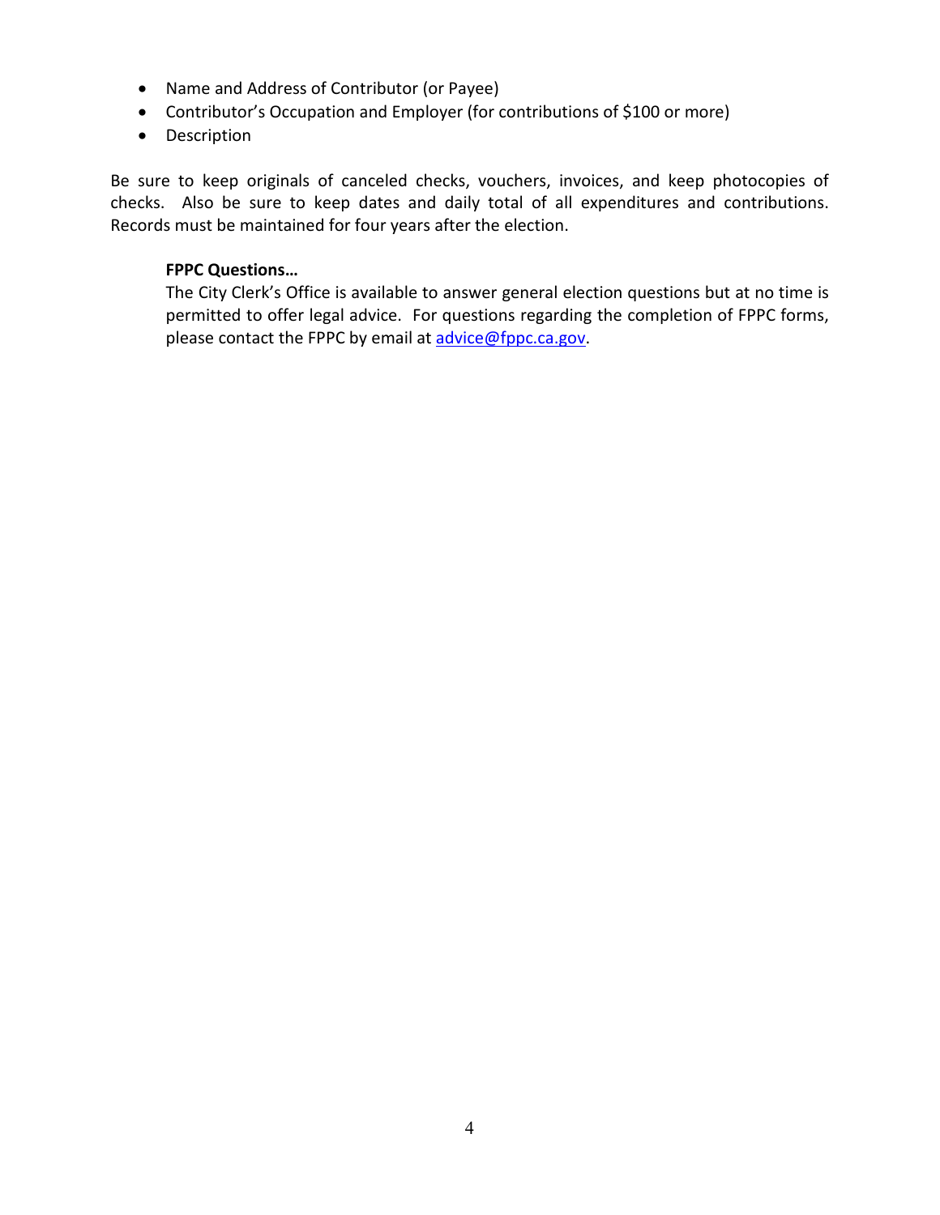- Name and Address of Contributor (or Payee)
- Contributor's Occupation and Employer (for contributions of $100 or more)
- Description

Be sure to keep originals of canceled checks, vouchers, invoices, and keep photocopies of checks. Also be sure to keep dates and daily total of all expenditures and contributions. Records must be maintained for four years after the election.

**FPPC Questions…**

The City Clerk's Office is available to answer general election questions but at no time is permitted to offer legal advice. For questions regarding the completion of FPPC forms, please contact the FPPC by email at advice@fppc.ca.gov.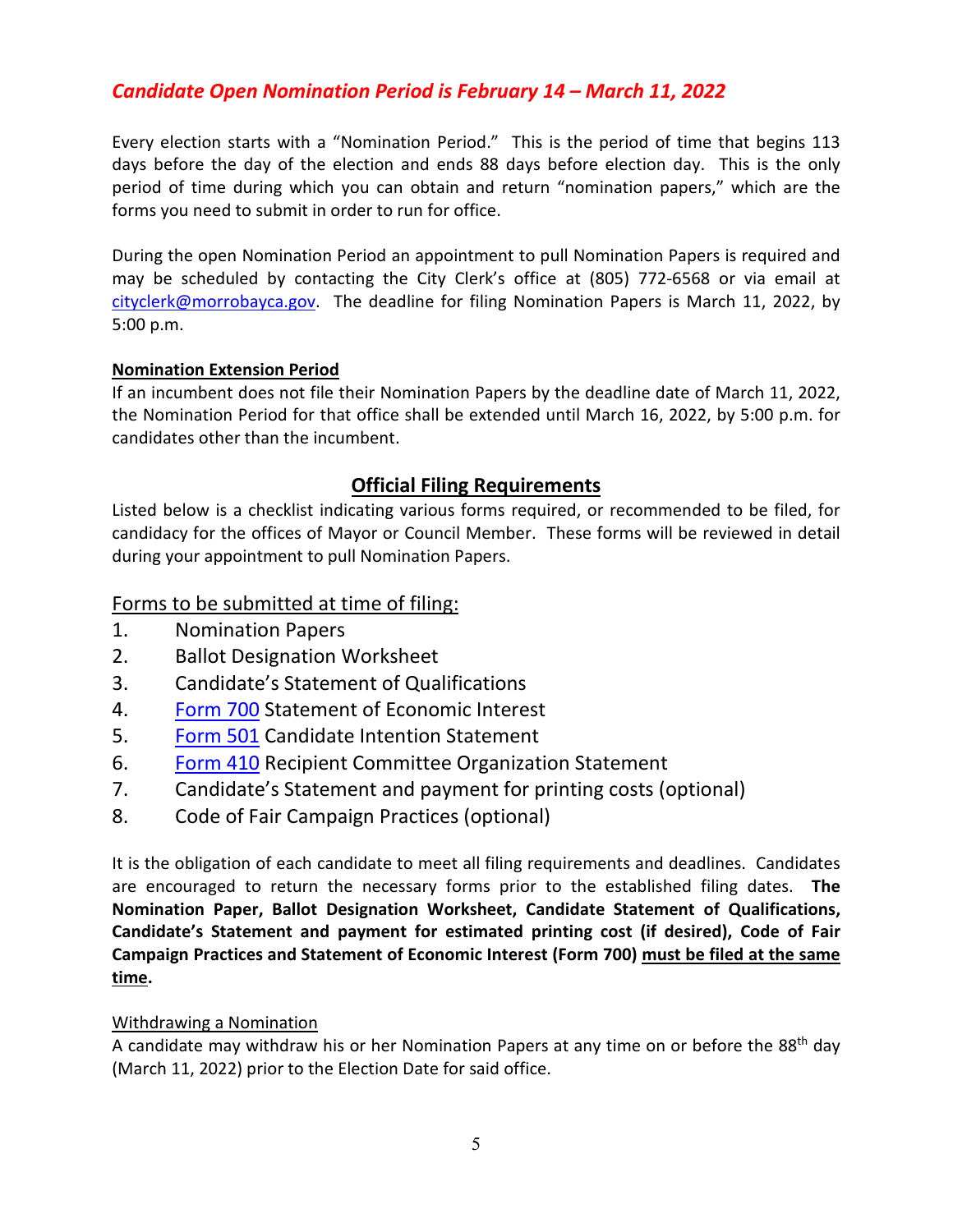## *Candidate Open Nomination Period is February 14 – March 11, 2022*

Every election starts with a "Nomination Period." This is the period of time that begins 113 days before the day of the election and ends 88 days before election day. This is the only period of time during which you can obtain and return "nomination papers," which are the forms you need to submit in order to run for office.

During the open Nomination Period an appointment to pull Nomination Papers is required and may be scheduled by contacting the City Clerk's office at (805) 772-6568 or via email at cityclerk@morrobayca.gov. The deadline for filing Nomination Papers is March 11, 2022, by 5:00 p.m.

**Nomination Extension Period**

If an incumbent does not file their Nomination Papers by the deadline date of March 11, 2022, the Nomination Period for that office shall be extended until March 16, 2022, by 5:00 p.m. for candidates other than the incumbent.

## Official Filing Requirements

Listed below is a checklist indicating various forms required, or recommended to be filed, for candidacy for the offices of Mayor or Council Member. These forms will be reviewed in detail during your appointment to pull Nomination Papers.

### Forms to be submitted at time of filing:

1. Nomination Papers
2. Ballot Designation Worksheet
3. Candidate's Statement of Qualifications
4. Form 700 Statement of Economic Interest
5. Form 501 Candidate Intention Statement
6. Form 410 Recipient Committee Organization Statement
7. Candidate's Statement and payment for printing costs (optional)
8. Code of Fair Campaign Practices (optional)

It is the obligation of each candidate to meet all filing requirements and deadlines. Candidates are encouraged to return the necessary forms prior to the established filing dates. **The Nomination Paper, Ballot Designation Worksheet, Candidate Statement of Qualifications, Candidate's Statement and payment for estimated printing cost (if desired), Code of Fair Campaign Practices and Statement of Economic Interest (Form 700) must be filed at the same time.**

Withdrawing a Nomination

A candidate may withdraw his or her Nomination Papers at any time on or before the 88th day (March 11, 2022) prior to the Election Date for said office.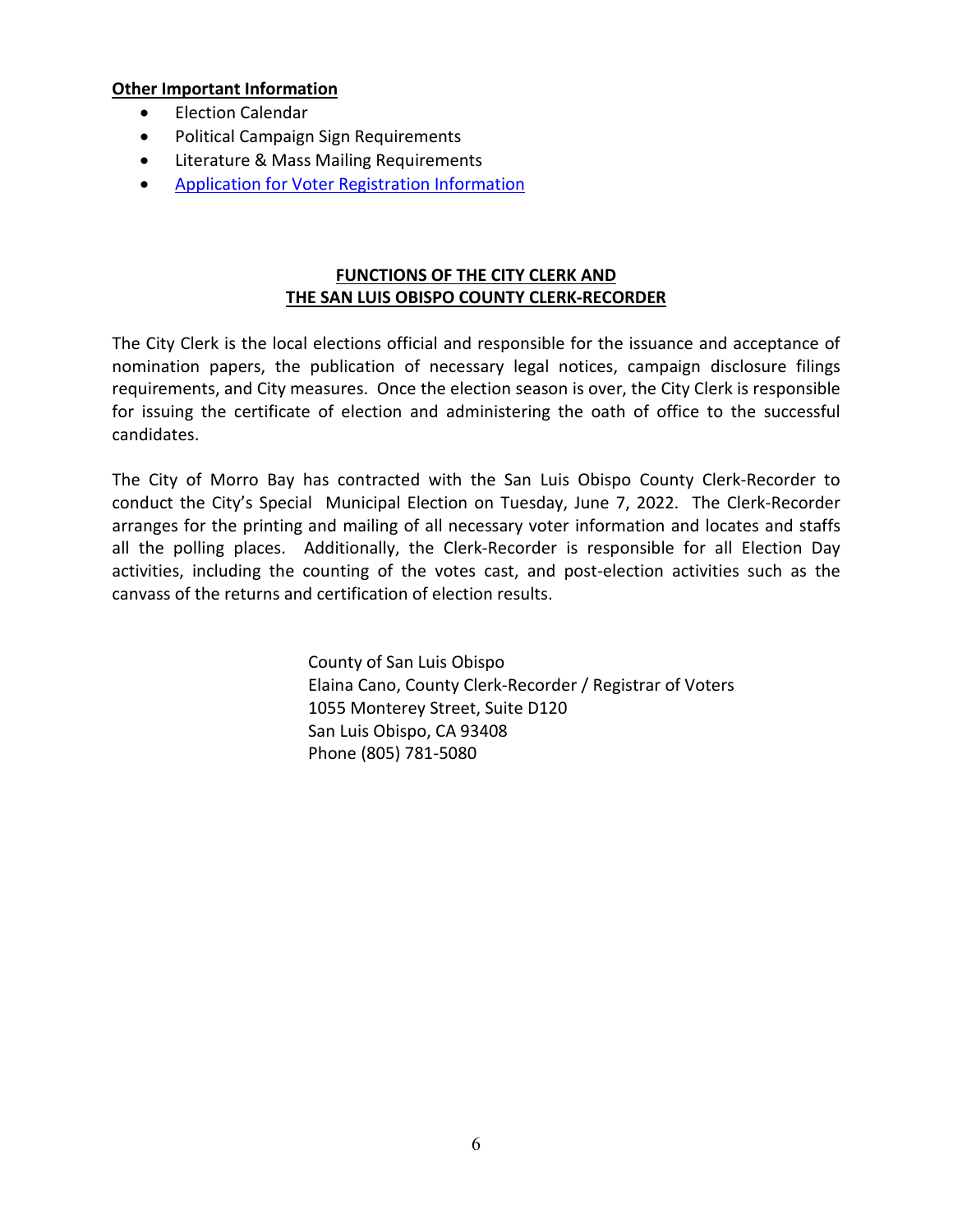**Other Important Information**

- Election Calendar
- Political Campaign Sign Requirements
- Literature & Mass Mailing Requirements
- Application for Voter Registration Information

## FUNCTIONS OF THE CITY CLERK AND THE SAN LUIS OBISPO COUNTY CLERK-RECORDER

The City Clerk is the local elections official and responsible for the issuance and acceptance of nomination papers, the publication of necessary legal notices, campaign disclosure filings requirements, and City measures. Once the election season is over, the City Clerk is responsible for issuing the certificate of election and administering the oath of office to the successful candidates.

The City of Morro Bay has contracted with the San Luis Obispo County Clerk-Recorder to conduct the City's Special Municipal Election on Tuesday, June 7, 2022. The Clerk-Recorder arranges for the printing and mailing of all necessary voter information and locates and staffs all the polling places. Additionally, the Clerk-Recorder is responsible for all Election Day activities, including the counting of the votes cast, and post-election activities such as the canvass of the returns and certification of election results.

County of San Luis Obispo
Elaina Cano, County Clerk-Recorder / Registrar of Voters
1055 Monterey Street, Suite D120
San Luis Obispo, CA 93408
Phone (805) 781-5080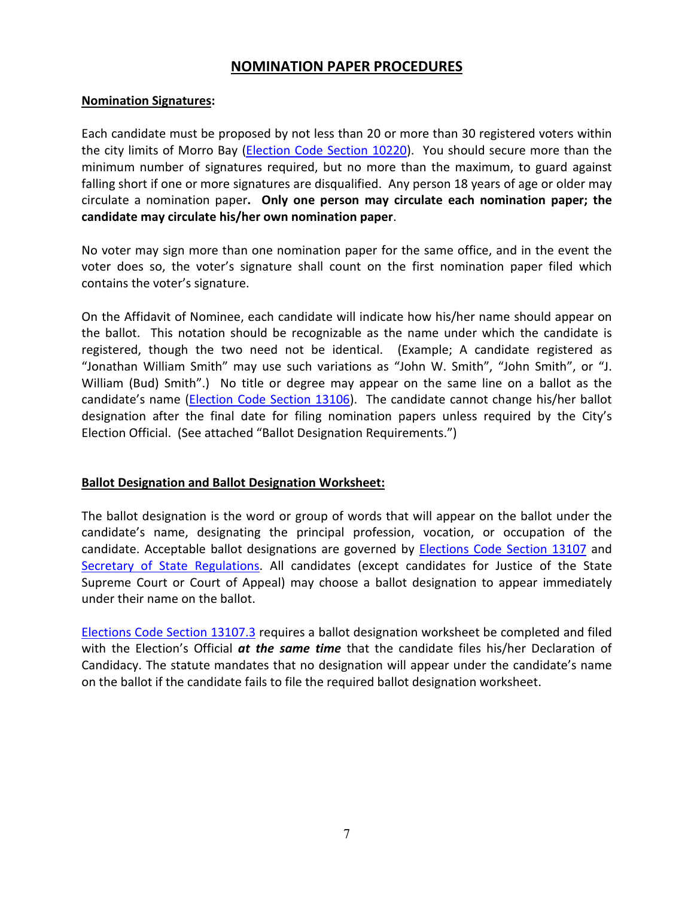## NOMINATION PAPER PROCEDURES

**Nomination Signatures:**

Each candidate must be proposed by not less than 20 or more than 30 registered voters within the city limits of Morro Bay (Election Code Section 10220). You should secure more than the minimum number of signatures required, but no more than the maximum, to guard against falling short if one or more signatures are disqualified. Any person 18 years of age or older may circulate a nomination paper**. Only one person may circulate each nomination paper; the candidate may circulate his/her own nomination paper**.

No voter may sign more than one nomination paper for the same office, and in the event the voter does so, the voter's signature shall count on the first nomination paper filed which contains the voter's signature.

On the Affidavit of Nominee, each candidate will indicate how his/her name should appear on the ballot. This notation should be recognizable as the name under which the candidate is registered, though the two need not be identical. (Example; A candidate registered as "Jonathan William Smith" may use such variations as "John W. Smith", "John Smith", or "J. William (Bud) Smith".) No title or degree may appear on the same line on a ballot as the candidate's name (Election Code Section 13106). The candidate cannot change his/her ballot designation after the final date for filing nomination papers unless required by the City's Election Official. (See attached "Ballot Designation Requirements.")

**Ballot Designation and Ballot Designation Worksheet:**

The ballot designation is the word or group of words that will appear on the ballot under the candidate's name, designating the principal profession, vocation, or occupation of the candidate. Acceptable ballot designations are governed by Elections Code Section 13107 and Secretary of State Regulations. All candidates (except candidates for Justice of the State Supreme Court or Court of Appeal) may choose a ballot designation to appear immediately under their name on the ballot.

Elections Code Section 13107.3 requires a ballot designation worksheet be completed and filed with the Election's Official ***at the same time*** that the candidate files his/her Declaration of Candidacy. The statute mandates that no designation will appear under the candidate's name on the ballot if the candidate fails to file the required ballot designation worksheet.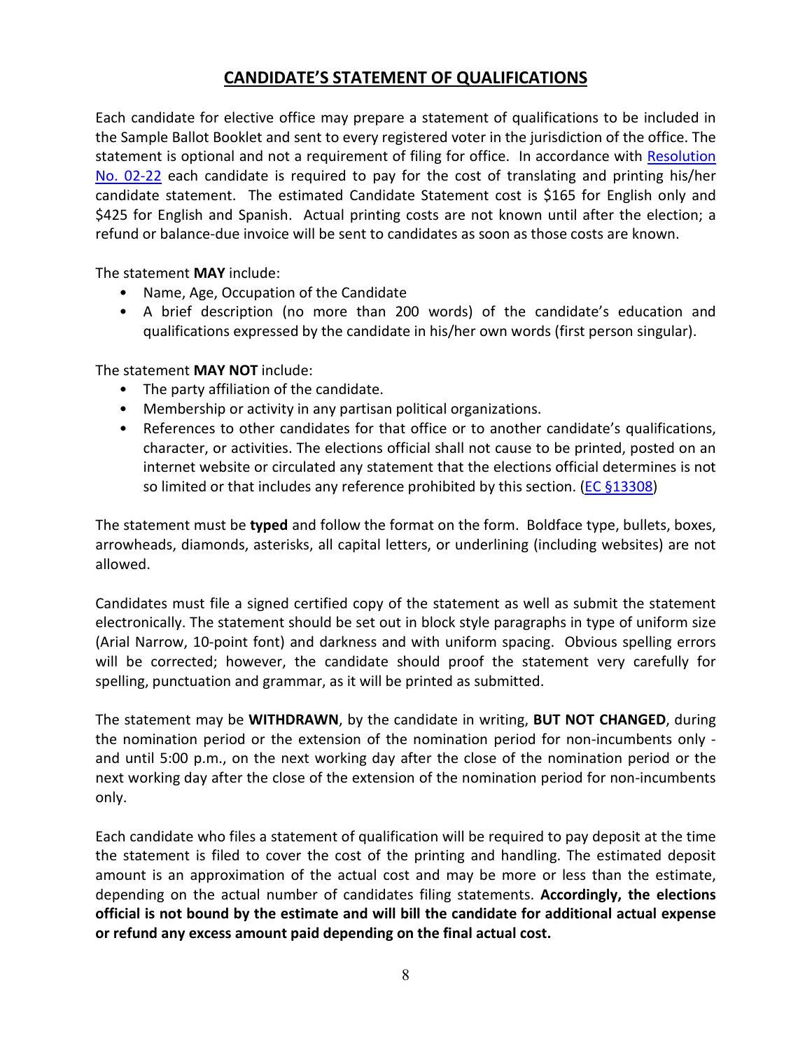## CANDIDATE'S STATEMENT OF QUALIFICATIONS

Each candidate for elective office may prepare a statement of qualifications to be included in the Sample Ballot Booklet and sent to every registered voter in the jurisdiction of the office. The statement is optional and not a requirement of filing for office. In accordance with [Resolution No. 02-22] each candidate is required to pay for the cost of translating and printing his/her candidate statement. The estimated Candidate Statement cost is $165 for English only and $425 for English and Spanish. Actual printing costs are not known until after the election; a refund or balance-due invoice will be sent to candidates as soon as those costs are known.

The statement **MAY** include:

- Name, Age, Occupation of the Candidate
- A brief description (no more than 200 words) of the candidate's education and qualifications expressed by the candidate in his/her own words (first person singular).

The statement **MAY NOT** include:

- The party affiliation of the candidate.
- Membership or activity in any partisan political organizations.
- References to other candidates for that office or to another candidate's qualifications, character, or activities. The elections official shall not cause to be printed, posted on an internet website or circulated any statement that the elections official determines is not so limited or that includes any reference prohibited by this section. ([EC §13308])

The statement must be **typed** and follow the format on the form. Boldface type, bullets, boxes, arrowheads, diamonds, asterisks, all capital letters, or underlining (including websites) are not allowed.

Candidates must file a signed certified copy of the statement as well as submit the statement electronically. The statement should be set out in block style paragraphs in type of uniform size (Arial Narrow, 10-point font) and darkness and with uniform spacing. Obvious spelling errors will be corrected; however, the candidate should proof the statement very carefully for spelling, punctuation and grammar, as it will be printed as submitted.

The statement may be **WITHDRAWN**, by the candidate in writing, **BUT NOT CHANGED**, during the nomination period or the extension of the nomination period for non-incumbents only - and until 5:00 p.m., on the next working day after the close of the nomination period or the next working day after the close of the extension of the nomination period for non-incumbents only.

Each candidate who files a statement of qualification will be required to pay deposit at the time the statement is filed to cover the cost of the printing and handling. The estimated deposit amount is an approximation of the actual cost and may be more or less than the estimate, depending on the actual number of candidates filing statements. **Accordingly, the elections official is not bound by the estimate and will bill the candidate for additional actual expense or refund any excess amount paid depending on the final actual cost.**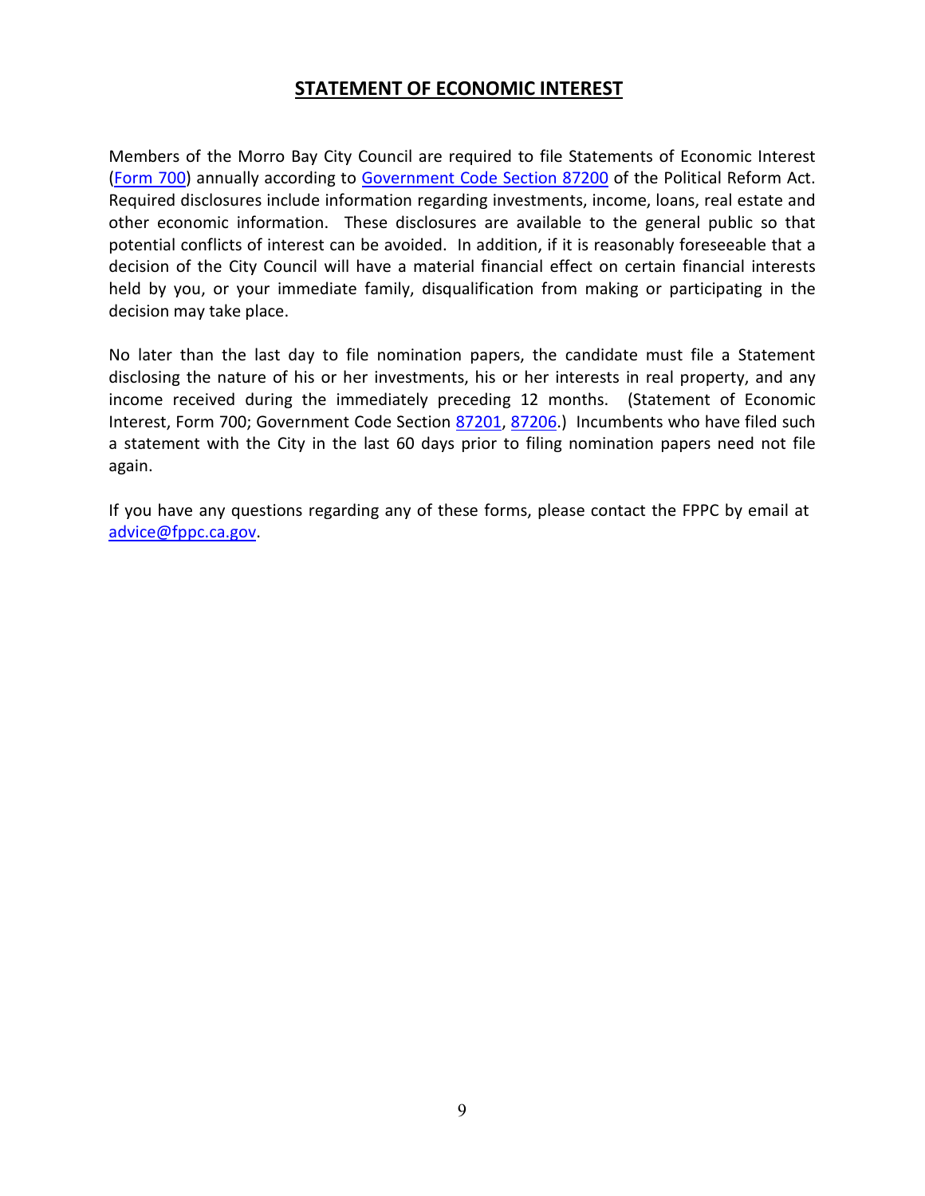## STATEMENT OF ECONOMIC INTEREST

Members of the Morro Bay City Council are required to file Statements of Economic Interest (Form 700) annually according to Government Code Section 87200 of the Political Reform Act. Required disclosures include information regarding investments, income, loans, real estate and other economic information. These disclosures are available to the general public so that potential conflicts of interest can be avoided. In addition, if it is reasonably foreseeable that a decision of the City Council will have a material financial effect on certain financial interests held by you, or your immediate family, disqualification from making or participating in the decision may take place.

No later than the last day to file nomination papers, the candidate must file a Statement disclosing the nature of his or her investments, his or her interests in real property, and any income received during the immediately preceding 12 months. (Statement of Economic Interest, Form 700; Government Code Section 87201, 87206.) Incumbents who have filed such a statement with the City in the last 60 days prior to filing nomination papers need not file again.

If you have any questions regarding any of these forms, please contact the FPPC by email at advice@fppc.ca.gov.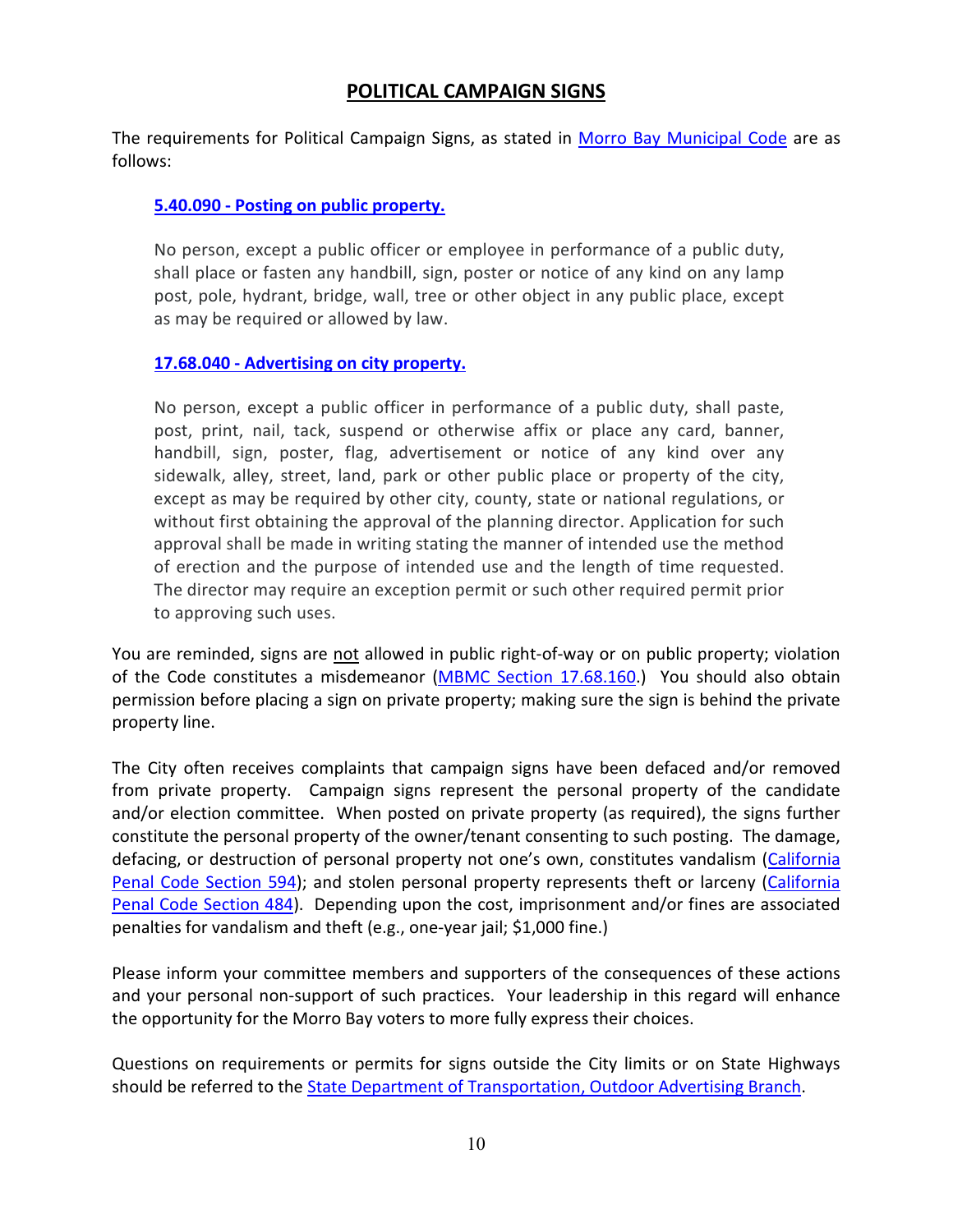# POLITICAL CAMPAIGN SIGNS

The requirements for Political Campaign Signs, as stated in Morro Bay Municipal Code are as follows:

> **5.40.090 - Posting on public property.**
>
> No person, except a public officer or employee in performance of a public duty, shall place or fasten any handbill, sign, poster or notice of any kind on any lamp post, pole, hydrant, bridge, wall, tree or other object in any public place, except as may be required or allowed by law.
>
> **17.68.040 - Advertising on city property.**
>
> No person, except a public officer in performance of a public duty, shall paste, post, print, nail, tack, suspend or otherwise affix or place any card, banner, handbill, sign, poster, flag, advertisement or notice of any kind over any sidewalk, alley, street, land, park or other public place or property of the city, except as may be required by other city, county, state or national regulations, or without first obtaining the approval of the planning director. Application for such approval shall be made in writing stating the manner of intended use the method of erection and the purpose of intended use and the length of time requested. The director may require an exception permit or such other required permit prior to approving such uses.

You are reminded, signs are not allowed in public right-of-way or on public property; violation of the Code constitutes a misdemeanor (MBMC Section 17.68.160.) You should also obtain permission before placing a sign on private property; making sure the sign is behind the private property line.

The City often receives complaints that campaign signs have been defaced and/or removed from private property. Campaign signs represent the personal property of the candidate and/or election committee. When posted on private property (as required), the signs further constitute the personal property of the owner/tenant consenting to such posting. The damage, defacing, or destruction of personal property not one's own, constitutes vandalism (California Penal Code Section 594); and stolen personal property represents theft or larceny (California Penal Code Section 484). Depending upon the cost, imprisonment and/or fines are associated penalties for vandalism and theft (e.g., one-year jail; $1,000 fine.)

Please inform your committee members and supporters of the consequences of these actions and your personal non-support of such practices. Your leadership in this regard will enhance the opportunity for the Morro Bay voters to more fully express their choices.

Questions on requirements or permits for signs outside the City limits or on State Highways should be referred to the State Department of Transportation, Outdoor Advertising Branch.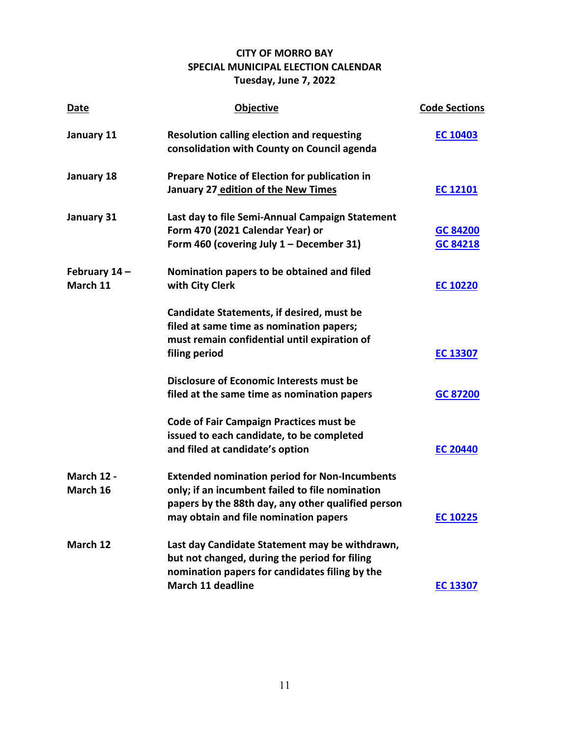**CITY OF MORRO BAY**
**SPECIAL MUNICIPAL ELECTION CALENDAR**
**Tuesday, June 7, 2022**

| Date | Objective | Code Sections |
| --- | --- | --- |
| **January 11** | **Resolution calling election and requesting consolidation with County on Council agenda** | **EC 10403** |
| **January 18** | **Prepare Notice of Election for publication in January 27 edition of the New Times** | **EC 12101** |
| **January 31** | **Last day to file Semi-Annual Campaign Statement Form 470 (2021 Calendar Year) or Form 460 (covering July 1 – December 31)** | **GC 84200** **GC 84218** |
| **February 14 – March 11** | **Nomination papers to be obtained and filed with City Clerk** | **EC 10220** |
| | **Candidate Statements, if desired, must be filed at same time as nomination papers; must remain confidential until expiration of filing period** | **EC 13307** |
| | **Disclosure of Economic Interests must be filed at the same time as nomination papers** | **GC 87200** |
| | **Code of Fair Campaign Practices must be issued to each candidate, to be completed and filed at candidate's option** | **EC 20440** |
| **March 12 - March 16** | **Extended nomination period for Non-Incumbents only; if an incumbent failed to file nomination papers by the 88th day, any other qualified person may obtain and file nomination papers** | **EC 10225** |
| **March 12** | **Last day Candidate Statement may be withdrawn, but not changed, during the period for filing nomination papers for candidates filing by the March 11 deadline** | **EC 13307** |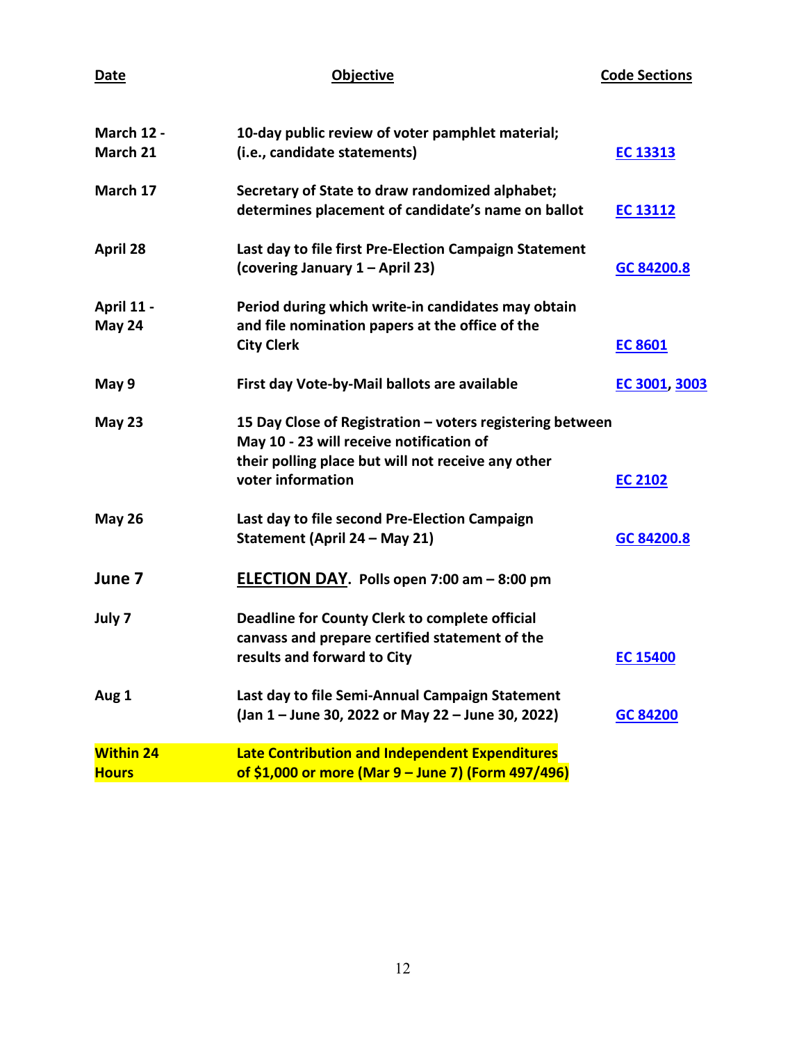| Date | Objective | Code Sections |
|---|---|---|
| March 12 - March 21 | 10-day public review of voter pamphlet material; (i.e., candidate statements) | EC 13313 |
| March 17 | Secretary of State to draw randomized alphabet; determines placement of candidate's name on ballot | EC 13112 |
| April 28 | Last day to file first Pre-Election Campaign Statement (covering January 1 – April 23) | GC 84200.8 |
| April 11 - May 24 | Period during which write-in candidates may obtain and file nomination papers at the office of the City Clerk | EC 8601 |
| May 9 | First day Vote-by-Mail ballots are available | EC 3001, 3003 |
| May 23 | 15 Day Close of Registration – voters registering between May 10 - 23 will receive notification of their polling place but will not receive any other voter information | EC 2102 |
| May 26 | Last day to file second Pre-Election Campaign Statement (April 24 – May 21) | GC 84200.8 |
| June 7 | ELECTION DAY. Polls open 7:00 am – 8:00 pm | |
| July 7 | Deadline for County Clerk to complete official canvass and prepare certified statement of the results and forward to City | EC 15400 |
| Aug 1 | Last day to file Semi-Annual Campaign Statement (Jan 1 – June 30, 2022 or May 22 – June 30, 2022) | GC 84200 |
| Within 24 Hours | Late Contribution and Independent Expenditures of $1,000 or more (Mar 9 – June 7) (Form 497/496) | |